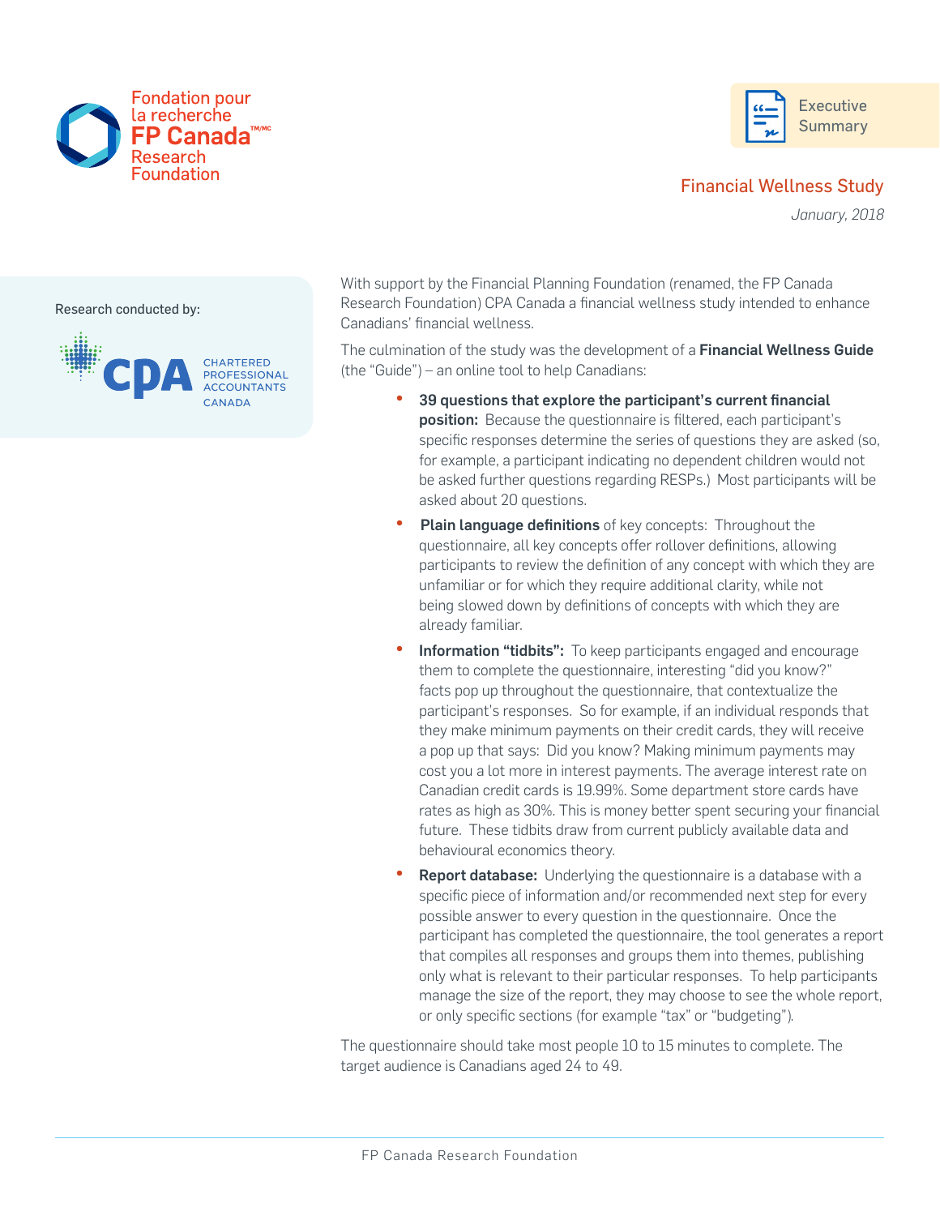Fondation pour la recherche FP Canada™/MC Research Foundation

Executive Summary

# Financial Wellness Study

*January, 2018*

Research conducted by:

CPA CHARTERED PROFESSIONAL ACCOUNTANTS CANADA

With support by the Financial Planning Foundation (renamed, the FP Canada Research Foundation) CPA Canada a financial wellness study intended to enhance Canadians' financial wellness.

The culmination of the study was the development of a **Financial Wellness Guide** (the "Guide") – an online tool to help Canadians:

- **39 questions that explore the participant's current financial position:** Because the questionnaire is filtered, each participant's specific responses determine the series of questions they are asked (so, for example, a participant indicating no dependent children would not be asked further questions regarding RESPs.) Most participants will be asked about 20 questions.
- **Plain language definitions** of key concepts: Throughout the questionnaire, all key concepts offer rollover definitions, allowing participants to review the definition of any concept with which they are unfamiliar or for which they require additional clarity, while not being slowed down by definitions of concepts with which they are already familiar.
- **Information "tidbits":** To keep participants engaged and encourage them to complete the questionnaire, interesting "did you know?" facts pop up throughout the questionnaire, that contextualize the participant's responses. So for example, if an individual responds that they make minimum payments on their credit cards, they will receive a pop up that says: Did you know? Making minimum payments may cost you a lot more in interest payments. The average interest rate on Canadian credit cards is 19.99%. Some department store cards have rates as high as 30%. This is money better spent securing your financial future. These tidbits draw from current publicly available data and behavioural economics theory.
- **Report database:** Underlying the questionnaire is a database with a specific piece of information and/or recommended next step for every possible answer to every question in the questionnaire. Once the participant has completed the questionnaire, the tool generates a report that compiles all responses and groups them into themes, publishing only what is relevant to their particular responses. To help participants manage the size of the report, they may choose to see the whole report, or only specific sections (for example "tax" or "budgeting").

The questionnaire should take most people 10 to 15 minutes to complete. The target audience is Canadians aged 24 to 49.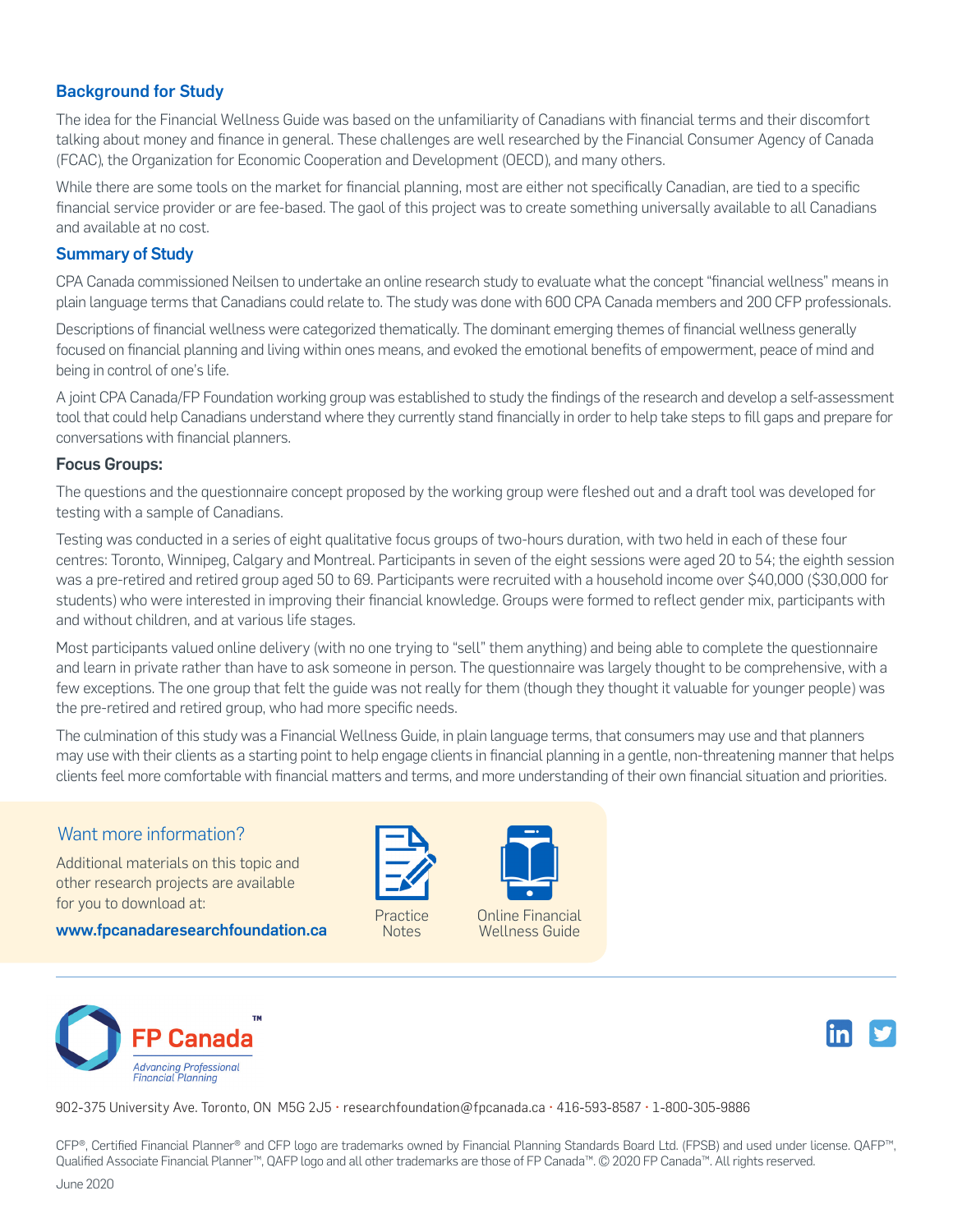## Background for Study

The idea for the Financial Wellness Guide was based on the unfamiliarity of Canadians with financial terms and their discomfort talking about money and finance in general. These challenges are well researched by the Financial Consumer Agency of Canada (FCAC), the Organization for Economic Cooperation and Development (OECD), and many others.

While there are some tools on the market for financial planning, most are either not specifically Canadian, are tied to a specific financial service provider or are fee-based. The gaol of this project was to create something universally available to all Canadians and available at no cost.

## Summary of Study

CPA Canada commissioned Neilsen to undertake an online research study to evaluate what the concept "financial wellness" means in plain language terms that Canadians could relate to. The study was done with 600 CPA Canada members and 200 CFP professionals.

Descriptions of financial wellness were categorized thematically. The dominant emerging themes of financial wellness generally focused on financial planning and living within ones means, and evoked the emotional benefits of empowerment, peace of mind and being in control of one's life.

A joint CPA Canada/FP Foundation working group was established to study the findings of the research and develop a self-assessment tool that could help Canadians understand where they currently stand financially in order to help take steps to fill gaps and prepare for conversations with financial planners.

### Focus Groups:

The questions and the questionnaire concept proposed by the working group were fleshed out and a draft tool was developed for testing with a sample of Canadians.

Testing was conducted in a series of eight qualitative focus groups of two-hours duration, with two held in each of these four centres: Toronto, Winnipeg, Calgary and Montreal. Participants in seven of the eight sessions were aged 20 to 54; the eighth session was a pre-retired and retired group aged 50 to 69. Participants were recruited with a household income over $40,000 ($30,000 for students) who were interested in improving their financial knowledge. Groups were formed to reflect gender mix, participants with and without children, and at various life stages.

Most participants valued online delivery (with no one trying to "sell" them anything) and being able to complete the questionnaire and learn in private rather than have to ask someone in person. The questionnaire was largely thought to be comprehensive, with a few exceptions. The one group that felt the guide was not really for them (though they thought it valuable for younger people) was the pre-retired and retired group, who had more specific needs.

The culmination of this study was a Financial Wellness Guide, in plain language terms, that consumers may use and that planners may use with their clients as a starting point to help engage clients in financial planning in a gentle, non-threatening manner that helps clients feel more comfortable with financial matters and terms, and more understanding of their own financial situation and priorities.

### Want more information?

Additional materials on this topic and other research projects are available for you to download at:

**www.fpcanadaresearchfoundation.ca**

Practice Notes

Online Financial Wellness Guide

FP Canada™

*Advancing Professional Financial Planning*

902-375 University Ave. Toronto, ON M5G 2J5 · researchfoundation@fpcanada.ca · 416-593-8587 · 1-800-305-9886

CFP®, Certified Financial Planner® and CFP logo are trademarks owned by Financial Planning Standards Board Ltd. (FPSB) and used under license. QAFP™, Qualified Associate Financial Planner™, QAFP logo and all other trademarks are those of FP Canada™. © 2020 FP Canada™. All rights reserved.

June 2020